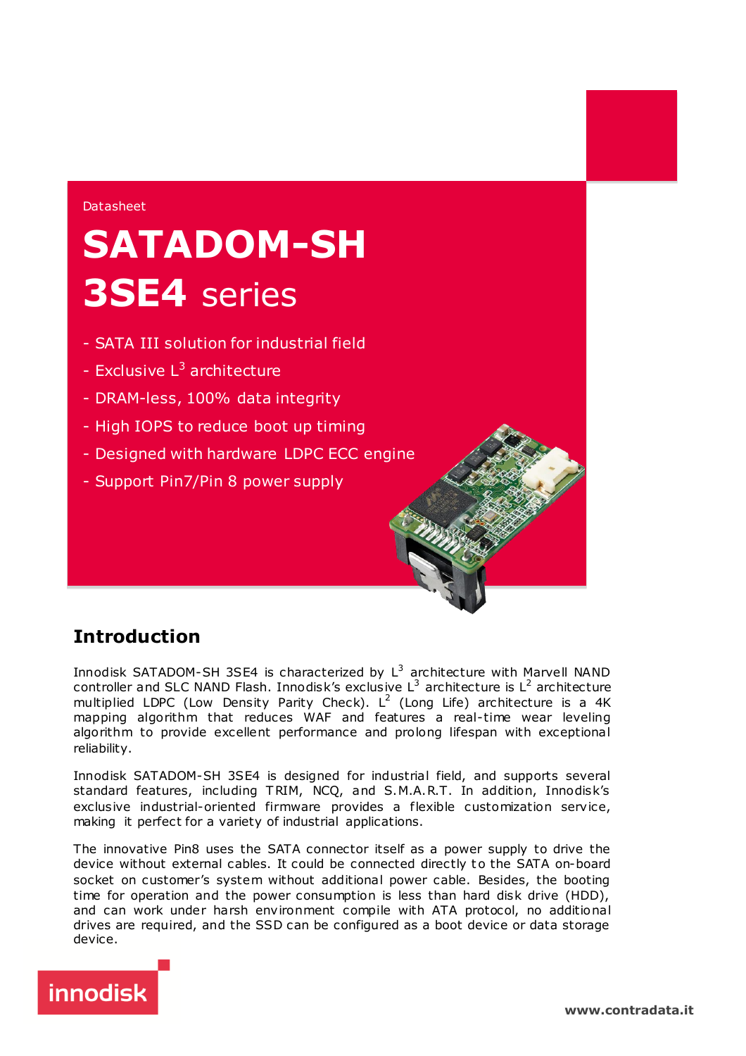Datasheet

# SATADOM-SH 3SE4 series

- SATA III solution for industrial field
- Exclusive $L^3$ architecture
- DRAM-less, 100% data integrity
- High IOPS to reduce boot up timing
- Designed with hardware LDPC ECC engine
- Support Pin7/Pin 8 power supply

## Introduction

Innodisk SATADOM-SH 3SE4 is characterized by $L^3$ architecture with Marvell NAND controller and SLC NAND Flash. Innodisk's exclusive $L^3$ architecture is $L^2$ architecture multiplied LDPC (Low Density Parity Check). $L^2$ (Long Life) architecture is a 4K mapping algorithm that reduces WAF and features a real-time wear leveling algorithm to provide excellent performance and prolong lifespan with exceptional reliability.

Innodisk SATADOM-SH 3SE4 is designed for industrial field, and supports several standard features, including TRIM, NCQ, and S.M.A.R.T. In addition, Innodisk's exclusive industrial-oriented firmware provides a flexible customization service, making it perfect for a variety of industrial applications.

The innovative Pin8 uses the SATA connector itself as a power supply to drive the device without external cables. It could be connected directly to the SATA on-board socket on customer's system without additional power cable. Besides, the booting time for operation and the power consumption is less than hard disk drive (HDD), and can work under harsh environment compile with ATA protocol, no additional drives are required, and the SSD can be configured as a boot device or data storage device.

innodisk

www.contradata.it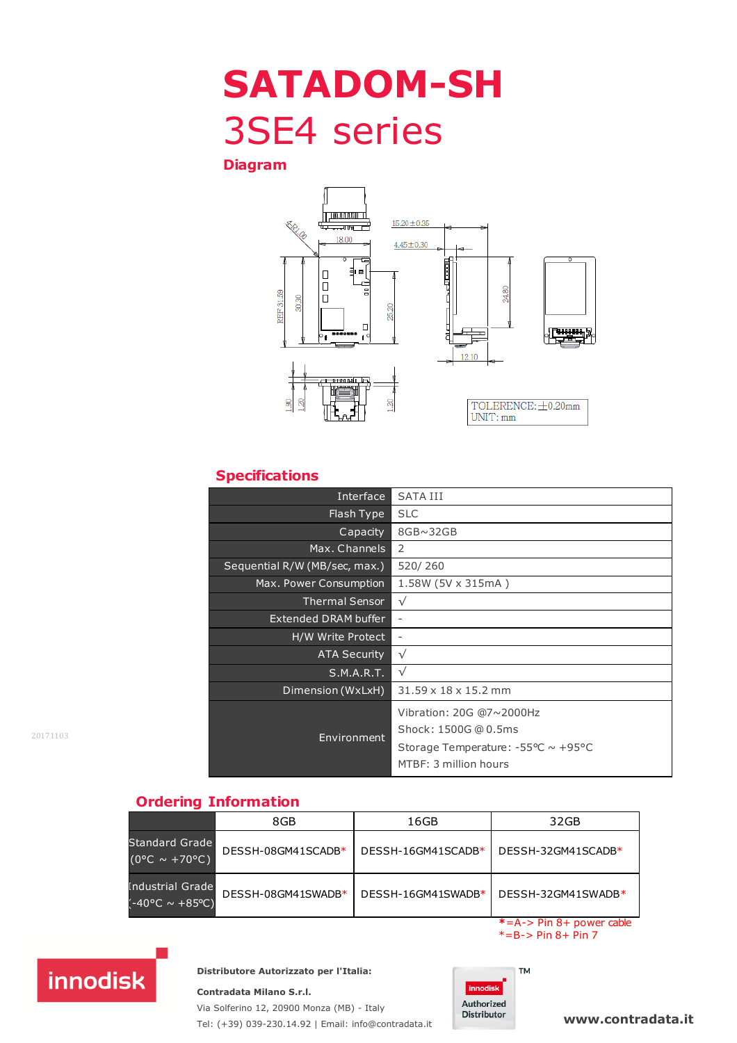# SATADOM-SH

## 3SE4 series

### Diagram

15.20±0.35

4.45±0.30

4-R1.00

18.00

REF 31.59

30.30

25.20

24.80

12.10

1.90

1.20

1.20

TOLERENCE:±0.20mm
UNIT: mm

### Specifications

| | |
|---|---|
| Interface | SATA III |
| Flash Type | SLC |
| Capacity | 8GB~32GB |
| Max. Channels | 2 |
| Sequential R/W (MB/sec, max.) | 520/ 260 |
| Max. Power Consumption | 1.58W (5V x 315mA ) |
| Thermal Sensor | √ |
| Extended DRAM buffer | - |
| H/W Write Protect | - |
| ATA Security | √ |
| S.M.A.R.T. | √ |
| Dimension (WxLxH) | 31.59 x 18 x 15.2 mm |
| Environment | Vibration: 20G @7~2000Hz<br>Shock: 1500G @ 0.5ms<br>Storage Temperature: -55℃ ~ +95°C<br>MTBF: 3 million hours |

20171103

### Ordering Information

| | 8GB | 16GB | 32GB |
|---|---|---|---|
| Standard Grade (0°C ~ +70°C) | DESSH-08GM41SCADB* | DESSH-16GM41SCADB* | DESSH-32GM41SCADB* |
| Industrial Grade (-40°C ~ +85℃) | DESSH-08GM41SWADB* | DESSH-16GM41SWADB* | DESSH-32GM41SWADB* |

*=A-> Pin 8+ power cable
*=B-> Pin 8+ Pin 7

innodisk

**Distributore Autorizzato per l'Italia:**

**Contradata Milano S.r.l.**

Via Solferino 12, 20900 Monza (MB) - Italy

Tel: (+39) 039-230.14.92 | Email: info@contradata.it

innodisk Authorized Distributor ™

**www.contradata.it**